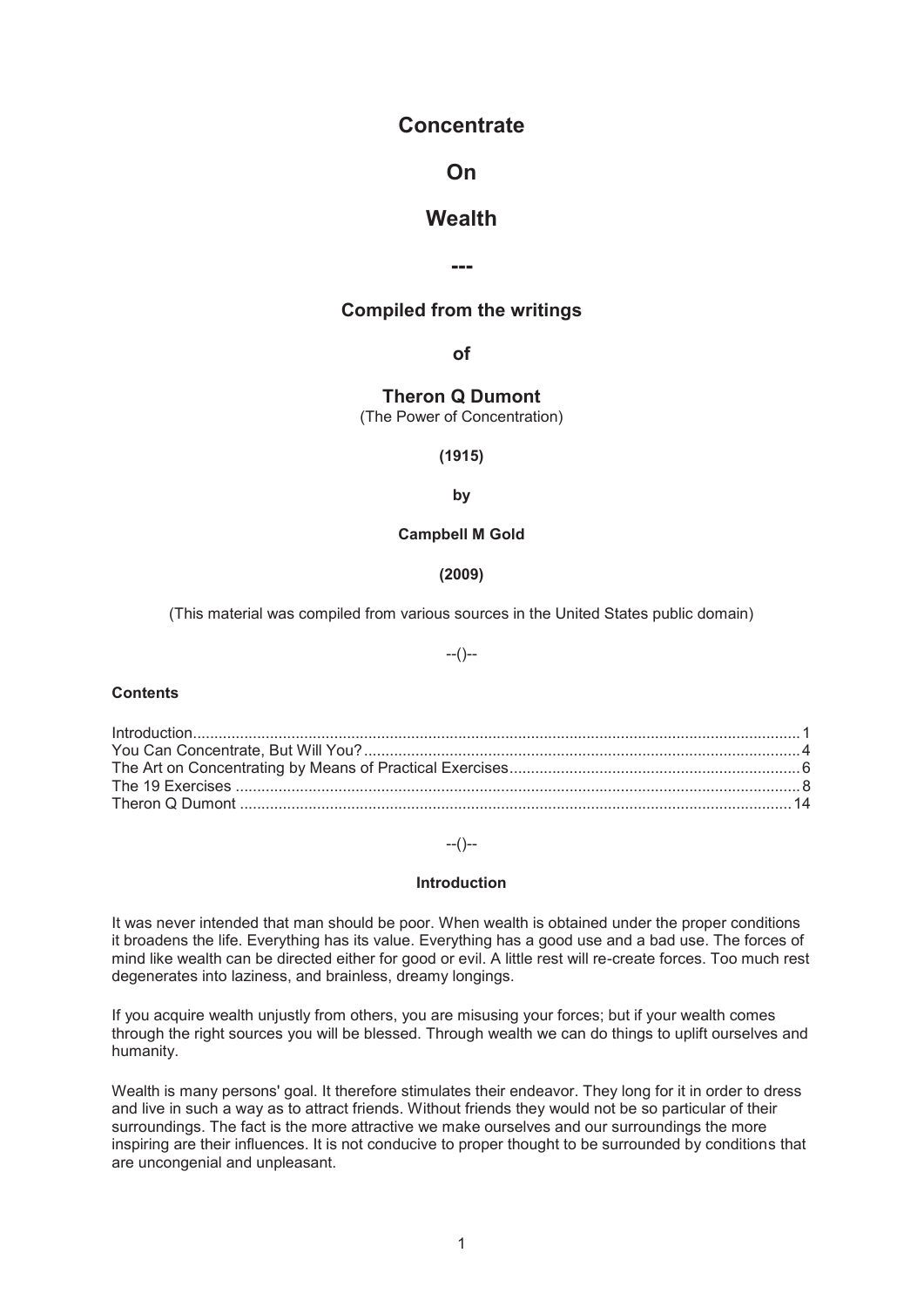# Concentrate

# On

# Wealth

---

### Compiled from the writings

### of

### Theron Q Dumont

(The Power of Concentration)

**(1915)**

**by**

**Campbell M Gold**

**(2009)**

(This material was compiled from various sources in the United States public domain)

--()--

**Contents**

Introduction........................................................................................................................................1
You Can Concentrate, But Will You?.................................................................................................4
The Art on Concentrating by Means of Practical Exercises...............................................................6
The 19 Exercises ..............................................................................................................................8
Theron Q Dumont ............................................................................................................................14

--()--

**Introduction**

It was never intended that man should be poor. When wealth is obtained under the proper conditions it broadens the life. Everything has its value. Everything has a good use and a bad use. The forces of mind like wealth can be directed either for good or evil. A little rest will re-create forces. Too much rest degenerates into laziness, and brainless, dreamy longings.

If you acquire wealth unjustly from others, you are misusing your forces; but if your wealth comes through the right sources you will be blessed. Through wealth we can do things to uplift ourselves and humanity.

Wealth is many persons' goal. It therefore stimulates their endeavor. They long for it in order to dress and live in such a way as to attract friends. Without friends they would not be so particular of their surroundings. The fact is the more attractive we make ourselves and our surroundings the more inspiring are their influences. It is not conducive to proper thought to be surrounded by conditions that are uncongenial and unpleasant.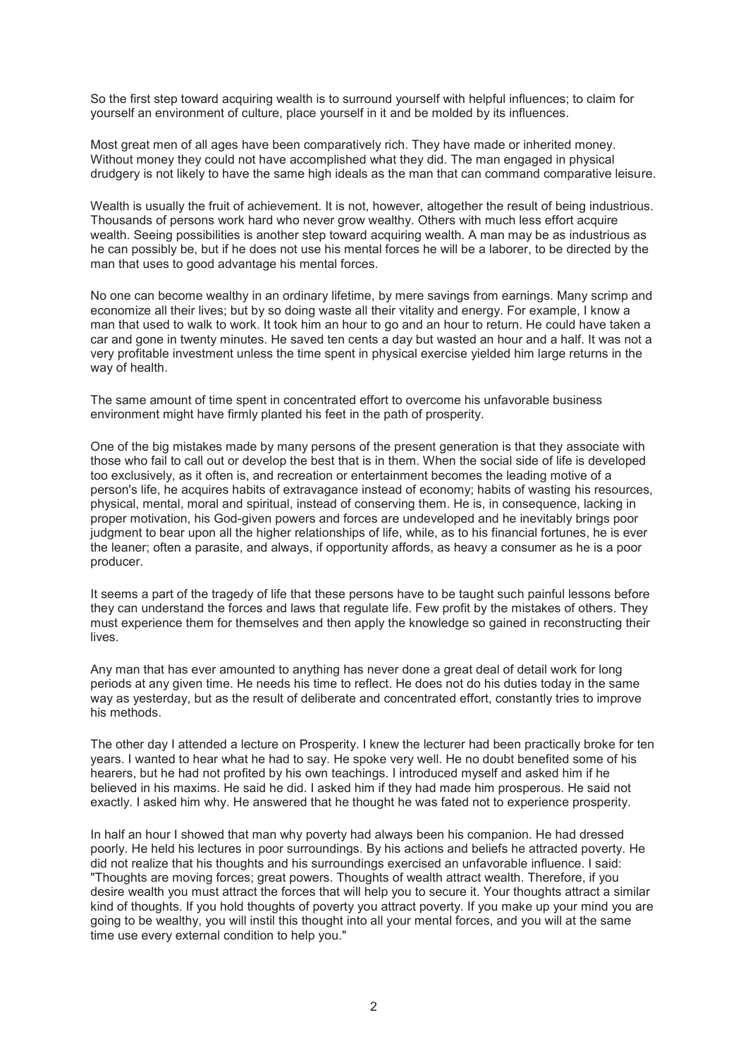So the first step toward acquiring wealth is to surround yourself with helpful influences; to claim for yourself an environment of culture, place yourself in it and be molded by its influences.

Most great men of all ages have been comparatively rich. They have made or inherited money. Without money they could not have accomplished what they did. The man engaged in physical drudgery is not likely to have the same high ideals as the man that can command comparative leisure.

Wealth is usually the fruit of achievement. It is not, however, altogether the result of being industrious. Thousands of persons work hard who never grow wealthy. Others with much less effort acquire wealth. Seeing possibilities is another step toward acquiring wealth. A man may be as industrious as he can possibly be, but if he does not use his mental forces he will be a laborer, to be directed by the man that uses to good advantage his mental forces.

No one can become wealthy in an ordinary lifetime, by mere savings from earnings. Many scrimp and economize all their lives; but by so doing waste all their vitality and energy. For example, I know a man that used to walk to work. It took him an hour to go and an hour to return. He could have taken a car and gone in twenty minutes. He saved ten cents a day but wasted an hour and a half. It was not a very profitable investment unless the time spent in physical exercise yielded him large returns in the way of health.

The same amount of time spent in concentrated effort to overcome his unfavorable business environment might have firmly planted his feet in the path of prosperity.

One of the big mistakes made by many persons of the present generation is that they associate with those who fail to call out or develop the best that is in them. When the social side of life is developed too exclusively, as it often is, and recreation or entertainment becomes the leading motive of a person's life, he acquires habits of extravagance instead of economy; habits of wasting his resources, physical, mental, moral and spiritual, instead of conserving them. He is, in consequence, lacking in proper motivation, his God-given powers and forces are undeveloped and he inevitably brings poor judgment to bear upon all the higher relationships of life, while, as to his financial fortunes, he is ever the leaner; often a parasite, and always, if opportunity affords, as heavy a consumer as he is a poor producer.

It seems a part of the tragedy of life that these persons have to be taught such painful lessons before they can understand the forces and laws that regulate life. Few profit by the mistakes of others. They must experience them for themselves and then apply the knowledge so gained in reconstructing their lives.

Any man that has ever amounted to anything has never done a great deal of detail work for long periods at any given time. He needs his time to reflect. He does not do his duties today in the same way as yesterday, but as the result of deliberate and concentrated effort, constantly tries to improve his methods.

The other day I attended a lecture on Prosperity. I knew the lecturer had been practically broke for ten years. I wanted to hear what he had to say. He spoke very well. He no doubt benefited some of his hearers, but he had not profited by his own teachings. I introduced myself and asked him if he believed in his maxims. He said he did. I asked him if they had made him prosperous. He said not exactly. I asked him why. He answered that he thought he was fated not to experience prosperity.

In half an hour I showed that man why poverty had always been his companion. He had dressed poorly. He held his lectures in poor surroundings. By his actions and beliefs he attracted poverty. He did not realize that his thoughts and his surroundings exercised an unfavorable influence. I said: "Thoughts are moving forces; great powers. Thoughts of wealth attract wealth. Therefore, if you desire wealth you must attract the forces that will help you to secure it. Your thoughts attract a similar kind of thoughts. If you hold thoughts of poverty you attract poverty. If you make up your mind you are going to be wealthy, you will instil this thought into all your mental forces, and you will at the same time use every external condition to help you."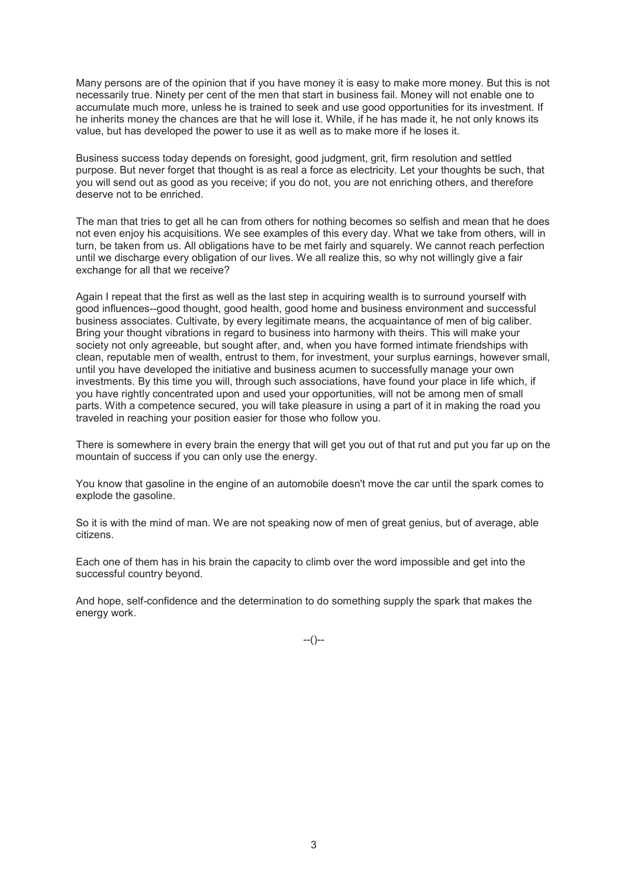Many persons are of the opinion that if you have money it is easy to make more money. But this is not necessarily true. Ninety per cent of the men that start in business fail. Money will not enable one to accumulate much more, unless he is trained to seek and use good opportunities for its investment. If he inherits money the chances are that he will lose it. While, if he has made it, he not only knows its value, but has developed the power to use it as well as to make more if he loses it.

Business success today depends on foresight, good judgment, grit, firm resolution and settled purpose. But never forget that thought is as real a force as electricity. Let your thoughts be such, that you will send out as good as you receive; if you do not, you are not enriching others, and therefore deserve not to be enriched.

The man that tries to get all he can from others for nothing becomes so selfish and mean that he does not even enjoy his acquisitions. We see examples of this every day. What we take from others, will in turn, be taken from us. All obligations have to be met fairly and squarely. We cannot reach perfection until we discharge every obligation of our lives. We all realize this, so why not willingly give a fair exchange for all that we receive?

Again I repeat that the first as well as the last step in acquiring wealth is to surround yourself with good influences--good thought, good health, good home and business environment and successful business associates. Cultivate, by every legitimate means, the acquaintance of men of big caliber. Bring your thought vibrations in regard to business into harmony with theirs. This will make your society not only agreeable, but sought after, and, when you have formed intimate friendships with clean, reputable men of wealth, entrust to them, for investment, your surplus earnings, however small, until you have developed the initiative and business acumen to successfully manage your own investments. By this time you will, through such associations, have found your place in life which, if you have rightly concentrated upon and used your opportunities, will not be among men of small parts. With a competence secured, you will take pleasure in using a part of it in making the road you traveled in reaching your position easier for those who follow you.

There is somewhere in every brain the energy that will get you out of that rut and put you far up on the mountain of success if you can only use the energy.

You know that gasoline in the engine of an automobile doesn't move the car until the spark comes to explode the gasoline.

So it is with the mind of man. We are not speaking now of men of great genius, but of average, able citizens.

Each one of them has in his brain the capacity to climb over the word impossible and get into the successful country beyond.

And hope, self-confidence and the determination to do something supply the spark that makes the energy work.

--()--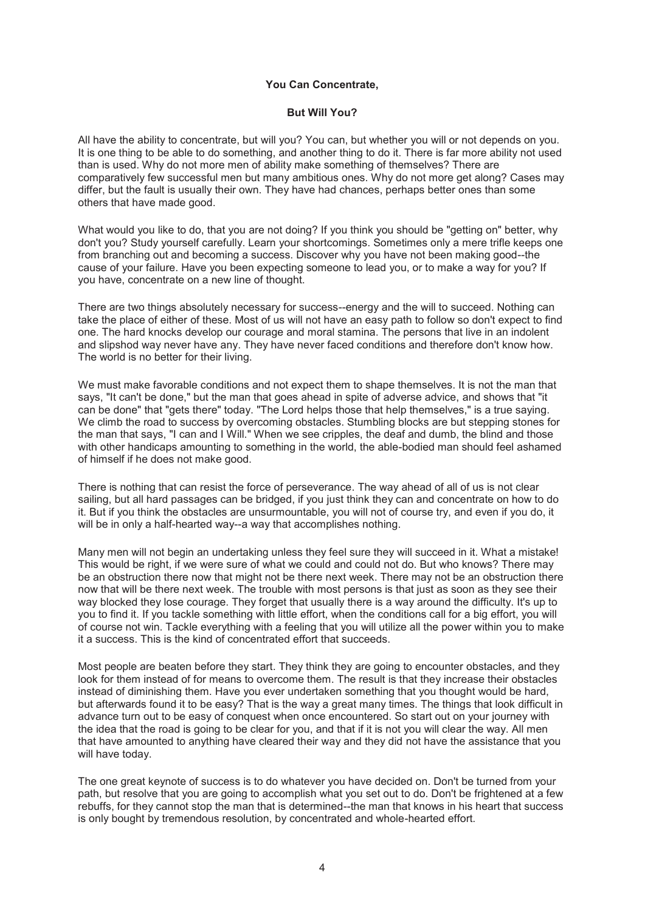## You Can Concentrate,

## But Will You?

All have the ability to concentrate, but will you? You can, but whether you will or not depends on you. It is one thing to be able to do something, and another thing to do it. There is far more ability not used than is used. Why do not more men of ability make something of themselves? There are comparatively few successful men but many ambitious ones. Why do not more get along? Cases may differ, but the fault is usually their own. They have had chances, perhaps better ones than some others that have made good.

What would you like to do, that you are not doing? If you think you should be "getting on" better, why don't you? Study yourself carefully. Learn your shortcomings. Sometimes only a mere trifle keeps one from branching out and becoming a success. Discover why you have not been making good--the cause of your failure. Have you been expecting someone to lead you, or to make a way for you? If you have, concentrate on a new line of thought.

There are two things absolutely necessary for success--energy and the will to succeed. Nothing can take the place of either of these. Most of us will not have an easy path to follow so don't expect to find one. The hard knocks develop our courage and moral stamina. The persons that live in an indolent and slipshod way never have any. They have never faced conditions and therefore don't know how. The world is no better for their living.

We must make favorable conditions and not expect them to shape themselves. It is not the man that says, "It can't be done," but the man that goes ahead in spite of adverse advice, and shows that "it can be done" that "gets there" today. "The Lord helps those that help themselves," is a true saying. We climb the road to success by overcoming obstacles. Stumbling blocks are but stepping stones for the man that says, "I can and I Will." When we see cripples, the deaf and dumb, the blind and those with other handicaps amounting to something in the world, the able-bodied man should feel ashamed of himself if he does not make good.

There is nothing that can resist the force of perseverance. The way ahead of all of us is not clear sailing, but all hard passages can be bridged, if you just think they can and concentrate on how to do it. But if you think the obstacles are unsurmountable, you will not of course try, and even if you do, it will be in only a half-hearted way--a way that accomplishes nothing.

Many men will not begin an undertaking unless they feel sure they will succeed in it. What a mistake! This would be right, if we were sure of what we could and could not do. But who knows? There may be an obstruction there now that might not be there next week. There may not be an obstruction there now that will be there next week. The trouble with most persons is that just as soon as they see their way blocked they lose courage. They forget that usually there is a way around the difficulty. It's up to you to find it. If you tackle something with little effort, when the conditions call for a big effort, you will of course not win. Tackle everything with a feeling that you will utilize all the power within you to make it a success. This is the kind of concentrated effort that succeeds.

Most people are beaten before they start. They think they are going to encounter obstacles, and they look for them instead of for means to overcome them. The result is that they increase their obstacles instead of diminishing them. Have you ever undertaken something that you thought would be hard, but afterwards found it to be easy? That is the way a great many times. The things that look difficult in advance turn out to be easy of conquest when once encountered. So start out on your journey with the idea that the road is going to be clear for you, and that if it is not you will clear the way. All men that have amounted to anything have cleared their way and they did not have the assistance that you will have today.

The one great keynote of success is to do whatever you have decided on. Don't be turned from your path, but resolve that you are going to accomplish what you set out to do. Don't be frightened at a few rebuffs, for they cannot stop the man that is determined--the man that knows in his heart that success is only bought by tremendous resolution, by concentrated and whole-hearted effort.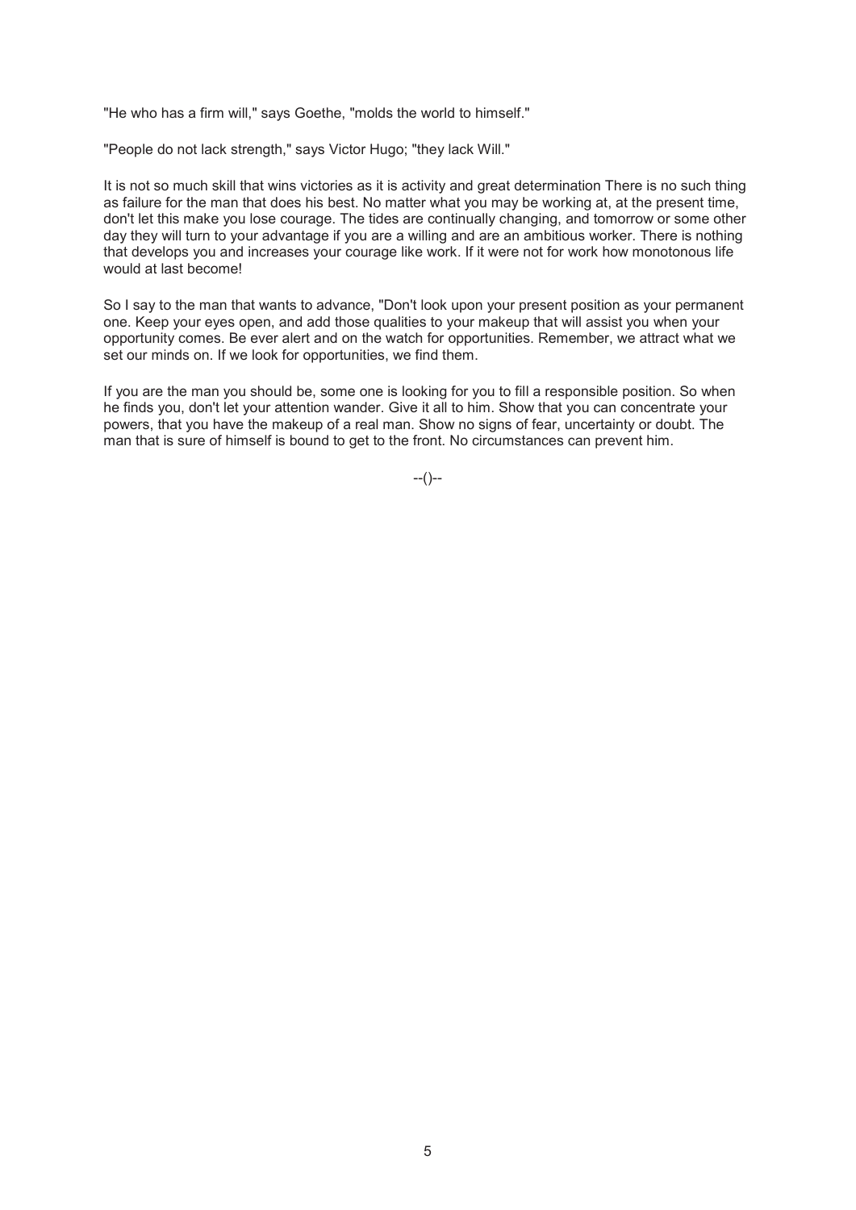"He who has a firm will," says Goethe, "molds the world to himself."

"People do not lack strength," says Victor Hugo; "they lack Will."

It is not so much skill that wins victories as it is activity and great determination There is no such thing as failure for the man that does his best. No matter what you may be working at, at the present time, don't let this make you lose courage. The tides are continually changing, and tomorrow or some other day they will turn to your advantage if you are a willing and are an ambitious worker. There is nothing that develops you and increases your courage like work. If it were not for work how monotonous life would at last become!

So I say to the man that wants to advance, "Don't look upon your present position as your permanent one. Keep your eyes open, and add those qualities to your makeup that will assist you when your opportunity comes. Be ever alert and on the watch for opportunities. Remember, we attract what we set our minds on. If we look for opportunities, we find them.

If you are the man you should be, some one is looking for you to fill a responsible position. So when he finds you, don't let your attention wander. Give it all to him. Show that you can concentrate your powers, that you have the makeup of a real man. Show no signs of fear, uncertainty or doubt. The man that is sure of himself is bound to get to the front. No circumstances can prevent him.

--()--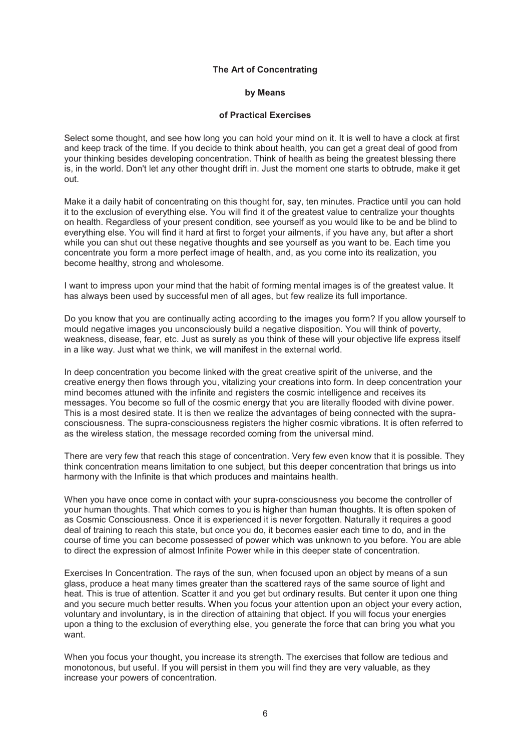## The Art of Concentrating

### by Means

### of Practical Exercises

Select some thought, and see how long you can hold your mind on it. It is well to have a clock at first and keep track of the time. If you decide to think about health, you can get a great deal of good from your thinking besides developing concentration. Think of health as being the greatest blessing there is, in the world. Don't let any other thought drift in. Just the moment one starts to obtrude, make it get out.

Make it a daily habit of concentrating on this thought for, say, ten minutes. Practice until you can hold it to the exclusion of everything else. You will find it of the greatest value to centralize your thoughts on health. Regardless of your present condition, see yourself as you would like to be and be blind to everything else. You will find it hard at first to forget your ailments, if you have any, but after a short while you can shut out these negative thoughts and see yourself as you want to be. Each time you concentrate you form a more perfect image of health, and, as you come into its realization, you become healthy, strong and wholesome.

I want to impress upon your mind that the habit of forming mental images is of the greatest value. It has always been used by successful men of all ages, but few realize its full importance.

Do you know that you are continually acting according to the images you form? If you allow yourself to mould negative images you unconsciously build a negative disposition. You will think of poverty, weakness, disease, fear, etc. Just as surely as you think of these will your objective life express itself in a like way. Just what we think, we will manifest in the external world.

In deep concentration you become linked with the great creative spirit of the universe, and the creative energy then flows through you, vitalizing your creations into form. In deep concentration your mind becomes attuned with the infinite and registers the cosmic intelligence and receives its messages. You become so full of the cosmic energy that you are literally flooded with divine power. This is a most desired state. It is then we realize the advantages of being connected with the supra-consciousness. The supra-consciousness registers the higher cosmic vibrations. It is often referred to as the wireless station, the message recorded coming from the universal mind.

There are very few that reach this stage of concentration. Very few even know that it is possible. They think concentration means limitation to one subject, but this deeper concentration that brings us into harmony with the Infinite is that which produces and maintains health.

When you have once come in contact with your supra-consciousness you become the controller of your human thoughts. That which comes to you is higher than human thoughts. It is often spoken of as Cosmic Consciousness. Once it is experienced it is never forgotten. Naturally it requires a good deal of training to reach this state, but once you do, it becomes easier each time to do, and in the course of time you can become possessed of power which was unknown to you before. You are able to direct the expression of almost Infinite Power while in this deeper state of concentration.

Exercises In Concentration. The rays of the sun, when focused upon an object by means of a sun glass, produce a heat many times greater than the scattered rays of the same source of light and heat. This is true of attention. Scatter it and you get but ordinary results. But center it upon one thing and you secure much better results. When you focus your attention upon an object your every action, voluntary and involuntary, is in the direction of attaining that object. If you will focus your energies upon a thing to the exclusion of everything else, you generate the force that can bring you what you want.

When you focus your thought, you increase its strength. The exercises that follow are tedious and monotonous, but useful. If you will persist in them you will find they are very valuable, as they increase your powers of concentration.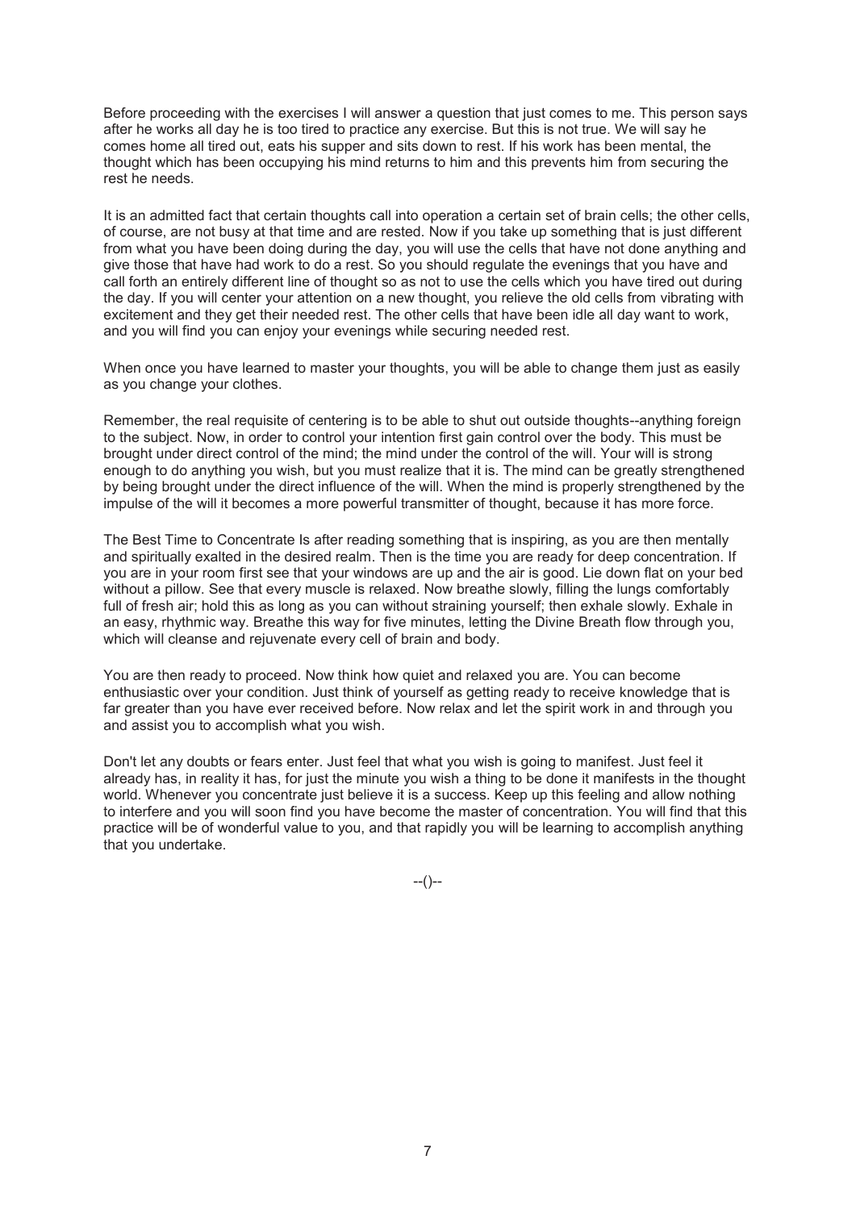Before proceeding with the exercises I will answer a question that just comes to me. This person says after he works all day he is too tired to practice any exercise. But this is not true. We will say he comes home all tired out, eats his supper and sits down to rest. If his work has been mental, the thought which has been occupying his mind returns to him and this prevents him from securing the rest he needs.

It is an admitted fact that certain thoughts call into operation a certain set of brain cells; the other cells, of course, are not busy at that time and are rested. Now if you take up something that is just different from what you have been doing during the day, you will use the cells that have not done anything and give those that have had work to do a rest. So you should regulate the evenings that you have and call forth an entirely different line of thought so as not to use the cells which you have tired out during the day. If you will center your attention on a new thought, you relieve the old cells from vibrating with excitement and they get their needed rest. The other cells that have been idle all day want to work, and you will find you can enjoy your evenings while securing needed rest.

When once you have learned to master your thoughts, you will be able to change them just as easily as you change your clothes.

Remember, the real requisite of centering is to be able to shut out outside thoughts--anything foreign to the subject. Now, in order to control your intention first gain control over the body. This must be brought under direct control of the mind; the mind under the control of the will. Your will is strong enough to do anything you wish, but you must realize that it is. The mind can be greatly strengthened by being brought under the direct influence of the will. When the mind is properly strengthened by the impulse of the will it becomes a more powerful transmitter of thought, because it has more force.

The Best Time to Concentrate Is after reading something that is inspiring, as you are then mentally and spiritually exalted in the desired realm. Then is the time you are ready for deep concentration. If you are in your room first see that your windows are up and the air is good. Lie down flat on your bed without a pillow. See that every muscle is relaxed. Now breathe slowly, filling the lungs comfortably full of fresh air; hold this as long as you can without straining yourself; then exhale slowly. Exhale in an easy, rhythmic way. Breathe this way for five minutes, letting the Divine Breath flow through you, which will cleanse and rejuvenate every cell of brain and body.

You are then ready to proceed. Now think how quiet and relaxed you are. You can become enthusiastic over your condition. Just think of yourself as getting ready to receive knowledge that is far greater than you have ever received before. Now relax and let the spirit work in and through you and assist you to accomplish what you wish.

Don't let any doubts or fears enter. Just feel that what you wish is going to manifest. Just feel it already has, in reality it has, for just the minute you wish a thing to be done it manifests in the thought world. Whenever you concentrate just believe it is a success. Keep up this feeling and allow nothing to interfere and you will soon find you have become the master of concentration. You will find that this practice will be of wonderful value to you, and that rapidly you will be learning to accomplish anything that you undertake.

--()--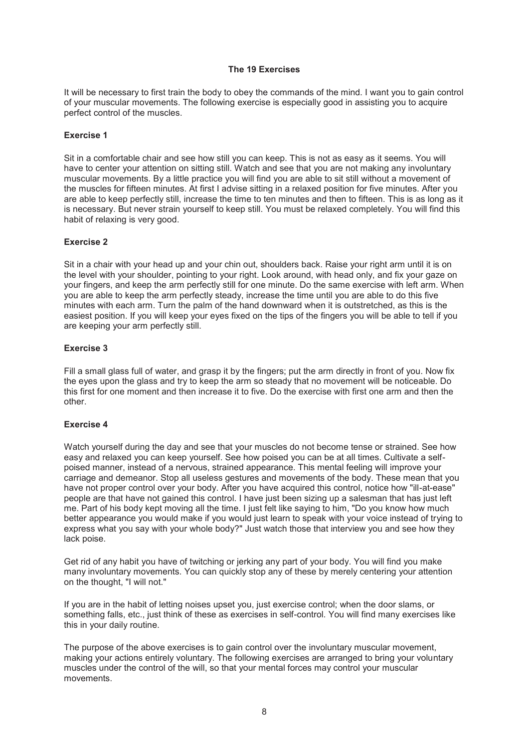## The 19 Exercises

It will be necessary to first train the body to obey the commands of the mind. I want you to gain control of your muscular movements. The following exercise is especially good in assisting you to acquire perfect control of the muscles.

### Exercise 1

Sit in a comfortable chair and see how still you can keep. This is not as easy as it seems. You will have to center your attention on sitting still. Watch and see that you are not making any involuntary muscular movements. By a little practice you will find you are able to sit still without a movement of the muscles for fifteen minutes. At first I advise sitting in a relaxed position for five minutes. After you are able to keep perfectly still, increase the time to ten minutes and then to fifteen. This is as long as it is necessary. But never strain yourself to keep still. You must be relaxed completely. You will find this habit of relaxing is very good.

### Exercise 2

Sit in a chair with your head up and your chin out, shoulders back. Raise your right arm until it is on the level with your shoulder, pointing to your right. Look around, with head only, and fix your gaze on your fingers, and keep the arm perfectly still for one minute. Do the same exercise with left arm. When you are able to keep the arm perfectly steady, increase the time until you are able to do this five minutes with each arm. Turn the palm of the hand downward when it is outstretched, as this is the easiest position. If you will keep your eyes fixed on the tips of the fingers you will be able to tell if you are keeping your arm perfectly still.

### Exercise 3

Fill a small glass full of water, and grasp it by the fingers; put the arm directly in front of you. Now fix the eyes upon the glass and try to keep the arm so steady that no movement will be noticeable. Do this first for one moment and then increase it to five. Do the exercise with first one arm and then the other.

### Exercise 4

Watch yourself during the day and see that your muscles do not become tense or strained. See how easy and relaxed you can keep yourself. See how poised you can be at all times. Cultivate a self-poised manner, instead of a nervous, strained appearance. This mental feeling will improve your carriage and demeanor. Stop all useless gestures and movements of the body. These mean that you have not proper control over your body. After you have acquired this control, notice how "ill-at-ease" people are that have not gained this control. I have just been sizing up a salesman that has just left me. Part of his body kept moving all the time. I just felt like saying to him, "Do you know how much better appearance you would make if you would just learn to speak with your voice instead of trying to express what you say with your whole body?" Just watch those that interview you and see how they lack poise.

Get rid of any habit you have of twitching or jerking any part of your body. You will find you make many involuntary movements. You can quickly stop any of these by merely centering your attention on the thought, "I will not."

If you are in the habit of letting noises upset you, just exercise control; when the door slams, or something falls, etc., just think of these as exercises in self-control. You will find many exercises like this in your daily routine.

The purpose of the above exercises is to gain control over the involuntary muscular movement, making your actions entirely voluntary. The following exercises are arranged to bring your voluntary muscles under the control of the will, so that your mental forces may control your muscular movements.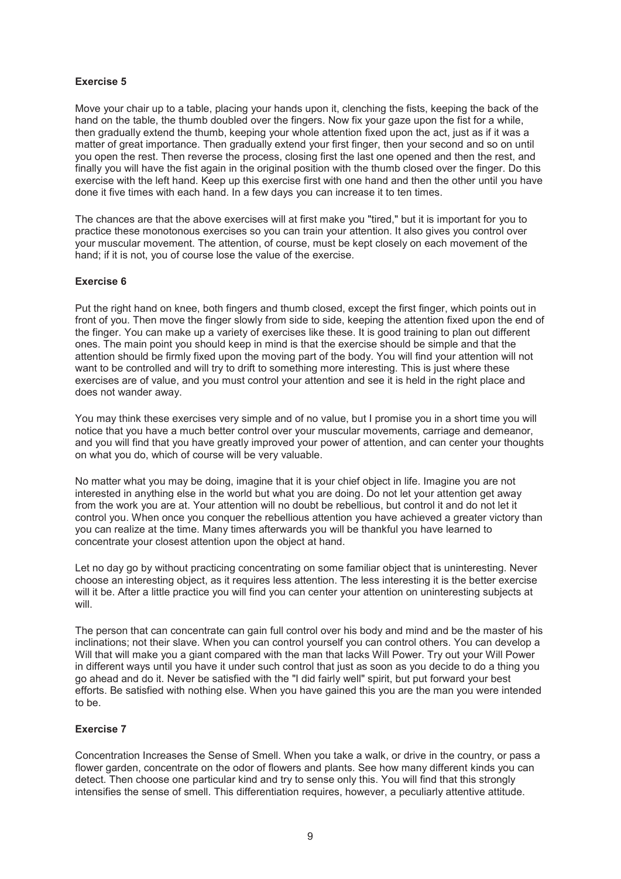**Exercise 5**

Move your chair up to a table, placing your hands upon it, clenching the fists, keeping the back of the hand on the table, the thumb doubled over the fingers. Now fix your gaze upon the fist for a while, then gradually extend the thumb, keeping your whole attention fixed upon the act, just as if it was a matter of great importance. Then gradually extend your first finger, then your second and so on until you open the rest. Then reverse the process, closing first the last one opened and then the rest, and finally you will have the fist again in the original position with the thumb closed over the finger. Do this exercise with the left hand. Keep up this exercise first with one hand and then the other until you have done it five times with each hand. In a few days you can increase it to ten times.

The chances are that the above exercises will at first make you "tired," but it is important for you to practice these monotonous exercises so you can train your attention. It also gives you control over your muscular movement. The attention, of course, must be kept closely on each movement of the hand; if it is not, you of course lose the value of the exercise.

**Exercise 6**

Put the right hand on knee, both fingers and thumb closed, except the first finger, which points out in front of you. Then move the finger slowly from side to side, keeping the attention fixed upon the end of the finger. You can make up a variety of exercises like these. It is good training to plan out different ones. The main point you should keep in mind is that the exercise should be simple and that the attention should be firmly fixed upon the moving part of the body. You will find your attention will not want to be controlled and will try to drift to something more interesting. This is just where these exercises are of value, and you must control your attention and see it is held in the right place and does not wander away.

You may think these exercises very simple and of no value, but I promise you in a short time you will notice that you have a much better control over your muscular movements, carriage and demeanor, and you will find that you have greatly improved your power of attention, and can center your thoughts on what you do, which of course will be very valuable.

No matter what you may be doing, imagine that it is your chief object in life. Imagine you are not interested in anything else in the world but what you are doing. Do not let your attention get away from the work you are at. Your attention will no doubt be rebellious, but control it and do not let it control you. When once you conquer the rebellious attention you have achieved a greater victory than you can realize at the time. Many times afterwards you will be thankful you have learned to concentrate your closest attention upon the object at hand.

Let no day go by without practicing concentrating on some familiar object that is uninteresting. Never choose an interesting object, as it requires less attention. The less interesting it is the better exercise will it be. After a little practice you will find you can center your attention on uninteresting subjects at will.

The person that can concentrate can gain full control over his body and mind and be the master of his inclinations; not their slave. When you can control yourself you can control others. You can develop a Will that will make you a giant compared with the man that lacks Will Power. Try out your Will Power in different ways until you have it under such control that just as soon as you decide to do a thing you go ahead and do it. Never be satisfied with the "I did fairly well" spirit, but put forward your best efforts. Be satisfied with nothing else. When you have gained this you are the man you were intended to be.

**Exercise 7**

Concentration Increases the Sense of Smell. When you take a walk, or drive in the country, or pass a flower garden, concentrate on the odor of flowers and plants. See how many different kinds you can detect. Then choose one particular kind and try to sense only this. You will find that this strongly intensifies the sense of smell. This differentiation requires, however, a peculiarly attentive attitude.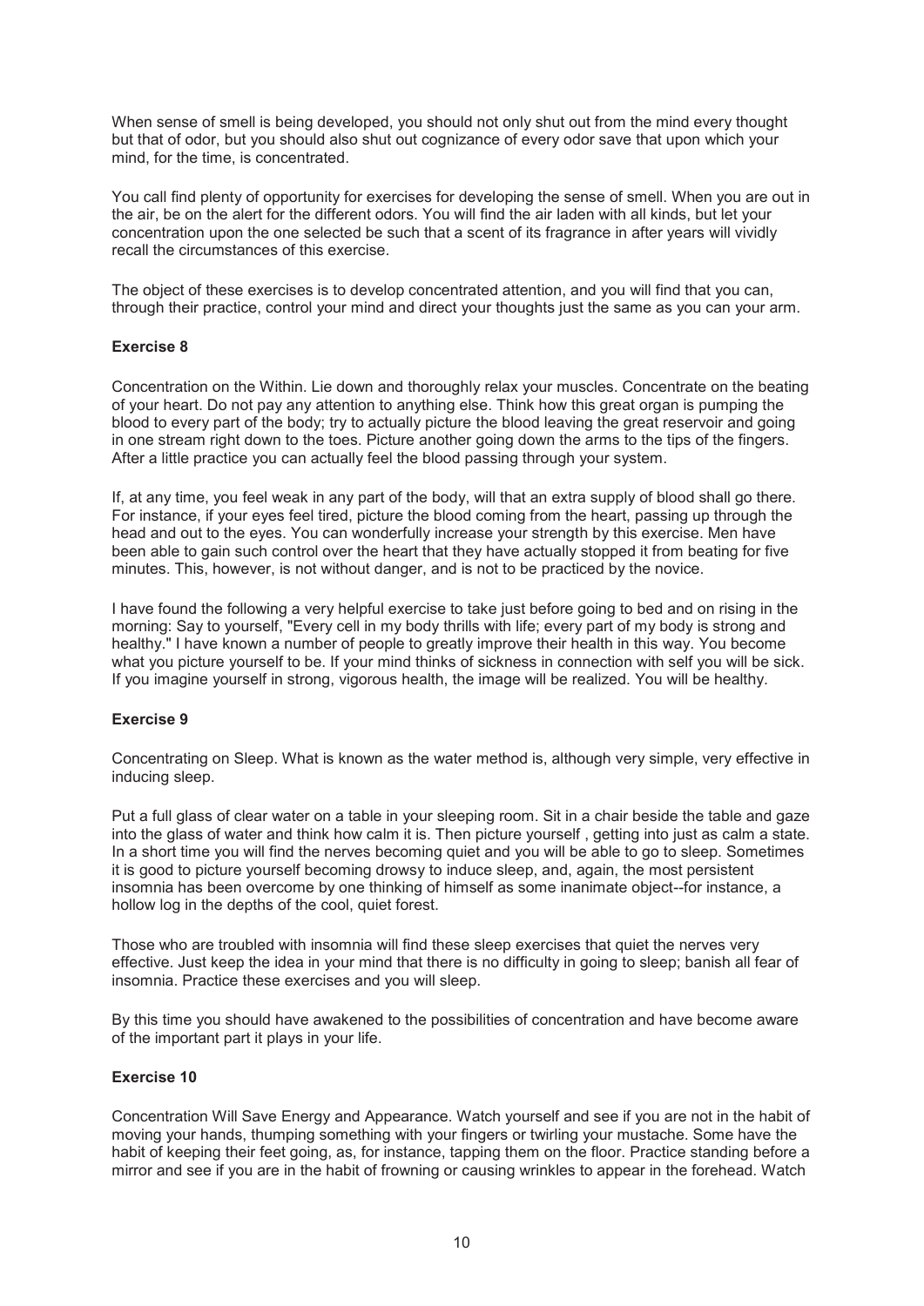When sense of smell is being developed, you should not only shut out from the mind every thought but that of odor, but you should also shut out cognizance of every odor save that upon which your mind, for the time, is concentrated.

You call find plenty of opportunity for exercises for developing the sense of smell. When you are out in the air, be on the alert for the different odors. You will find the air laden with all kinds, but let your concentration upon the one selected be such that a scent of its fragrance in after years will vividly recall the circumstances of this exercise.

The object of these exercises is to develop concentrated attention, and you will find that you can, through their practice, control your mind and direct your thoughts just the same as you can your arm.

**Exercise 8**

Concentration on the Within. Lie down and thoroughly relax your muscles. Concentrate on the beating of your heart. Do not pay any attention to anything else. Think how this great organ is pumping the blood to every part of the body; try to actually picture the blood leaving the great reservoir and going in one stream right down to the toes. Picture another going down the arms to the tips of the fingers. After a little practice you can actually feel the blood passing through your system.

If, at any time, you feel weak in any part of the body, will that an extra supply of blood shall go there. For instance, if your eyes feel tired, picture the blood coming from the heart, passing up through the head and out to the eyes. You can wonderfully increase your strength by this exercise. Men have been able to gain such control over the heart that they have actually stopped it from beating for five minutes. This, however, is not without danger, and is not to be practiced by the novice.

I have found the following a very helpful exercise to take just before going to bed and on rising in the morning: Say to yourself, "Every cell in my body thrills with life; every part of my body is strong and healthy." I have known a number of people to greatly improve their health in this way. You become what you picture yourself to be. If your mind thinks of sickness in connection with self you will be sick. If you imagine yourself in strong, vigorous health, the image will be realized. You will be healthy.

**Exercise 9**

Concentrating on Sleep. What is known as the water method is, although very simple, very effective in inducing sleep.

Put a full glass of clear water on a table in your sleeping room. Sit in a chair beside the table and gaze into the glass of water and think how calm it is. Then picture yourself , getting into just as calm a state. In a short time you will find the nerves becoming quiet and you will be able to go to sleep. Sometimes it is good to picture yourself becoming drowsy to induce sleep, and, again, the most persistent insomnia has been overcome by one thinking of himself as some inanimate object--for instance, a hollow log in the depths of the cool, quiet forest.

Those who are troubled with insomnia will find these sleep exercises that quiet the nerves very effective. Just keep the idea in your mind that there is no difficulty in going to sleep; banish all fear of insomnia. Practice these exercises and you will sleep.

By this time you should have awakened to the possibilities of concentration and have become aware of the important part it plays in your life.

**Exercise 10**

Concentration Will Save Energy and Appearance. Watch yourself and see if you are not in the habit of moving your hands, thumping something with your fingers or twirling your mustache. Some have the habit of keeping their feet going, as, for instance, tapping them on the floor. Practice standing before a mirror and see if you are in the habit of frowning or causing wrinkles to appear in the forehead. Watch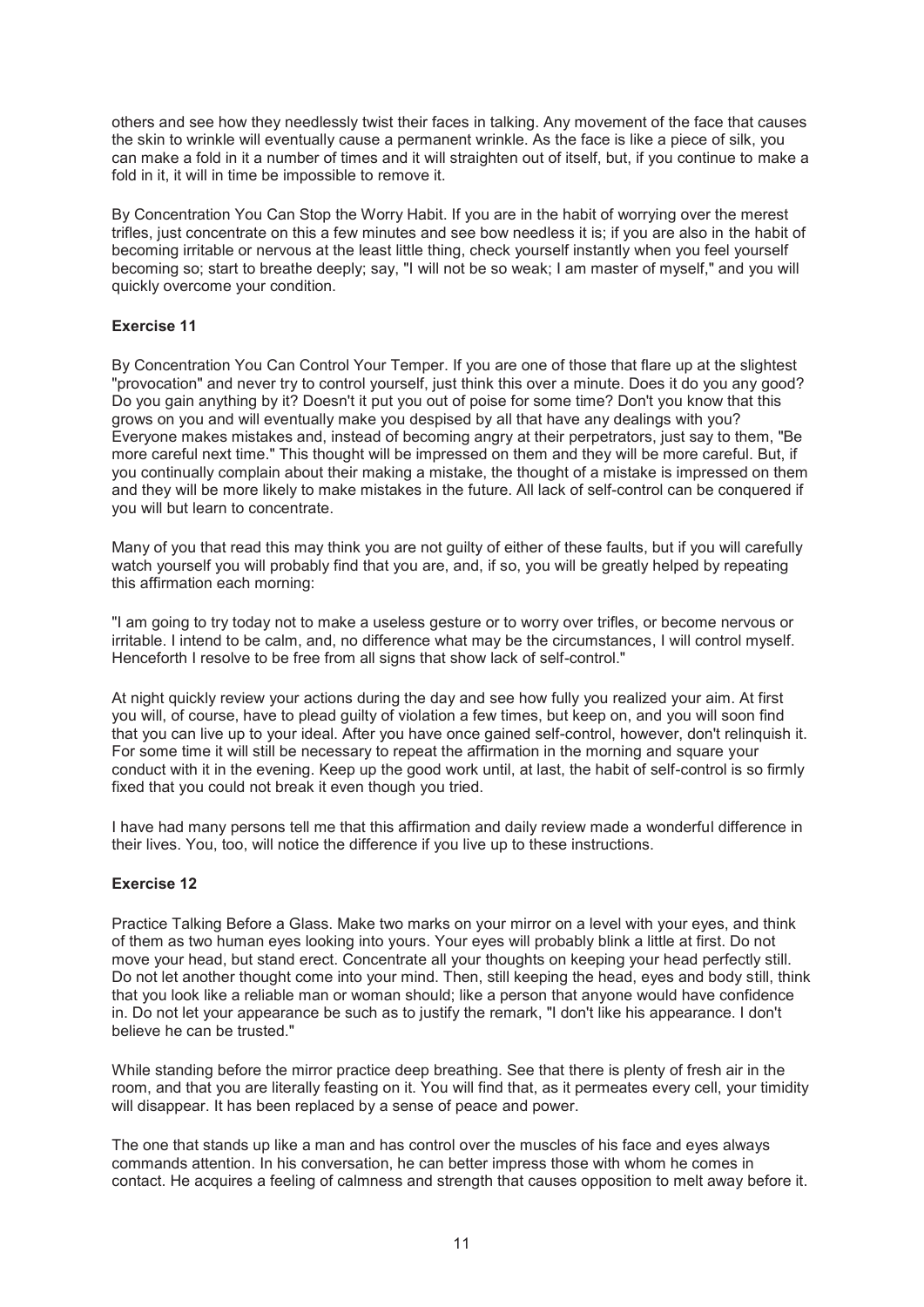others and see how they needlessly twist their faces in talking. Any movement of the face that causes the skin to wrinkle will eventually cause a permanent wrinkle. As the face is like a piece of silk, you can make a fold in it a number of times and it will straighten out of itself, but, if you continue to make a fold in it, it will in time be impossible to remove it.

By Concentration You Can Stop the Worry Habit. If you are in the habit of worrying over the merest trifles, just concentrate on this a few minutes and see bow needless it is; if you are also in the habit of becoming irritable or nervous at the least little thing, check yourself instantly when you feel yourself becoming so; start to breathe deeply; say, "I will not be so weak; I am master of myself," and you will quickly overcome your condition.

### Exercise 11

By Concentration You Can Control Your Temper. If you are one of those that flare up at the slightest "provocation" and never try to control yourself, just think this over a minute. Does it do you any good? Do you gain anything by it? Doesn't it put you out of poise for some time? Don't you know that this grows on you and will eventually make you despised by all that have any dealings with you? Everyone makes mistakes and, instead of becoming angry at their perpetrators, just say to them, "Be more careful next time." This thought will be impressed on them and they will be more careful. But, if you continually complain about their making a mistake, the thought of a mistake is impressed on them and they will be more likely to make mistakes in the future. All lack of self-control can be conquered if you will but learn to concentrate.

Many of you that read this may think you are not guilty of either of these faults, but if you will carefully watch yourself you will probably find that you are, and, if so, you will be greatly helped by repeating this affirmation each morning:

"I am going to try today not to make a useless gesture or to worry over trifles, or become nervous or irritable. I intend to be calm, and, no difference what may be the circumstances, I will control myself. Henceforth I resolve to be free from all signs that show lack of self-control."

At night quickly review your actions during the day and see how fully you realized your aim. At first you will, of course, have to plead guilty of violation a few times, but keep on, and you will soon find that you can live up to your ideal. After you have once gained self-control, however, don't relinquish it. For some time it will still be necessary to repeat the affirmation in the morning and square your conduct with it in the evening. Keep up the good work until, at last, the habit of self-control is so firmly fixed that you could not break it even though you tried.

I have had many persons tell me that this affirmation and daily review made a wonderful difference in their lives. You, too, will notice the difference if you live up to these instructions.

### Exercise 12

Practice Talking Before a Glass. Make two marks on your mirror on a level with your eyes, and think of them as two human eyes looking into yours. Your eyes will probably blink a little at first. Do not move your head, but stand erect. Concentrate all your thoughts on keeping your head perfectly still. Do not let another thought come into your mind. Then, still keeping the head, eyes and body still, think that you look like a reliable man or woman should; like a person that anyone would have confidence in. Do not let your appearance be such as to justify the remark, "I don't like his appearance. I don't believe he can be trusted."

While standing before the mirror practice deep breathing. See that there is plenty of fresh air in the room, and that you are literally feasting on it. You will find that, as it permeates every cell, your timidity will disappear. It has been replaced by a sense of peace and power.

The one that stands up like a man and has control over the muscles of his face and eyes always commands attention. In his conversation, he can better impress those with whom he comes in contact. He acquires a feeling of calmness and strength that causes opposition to melt away before it.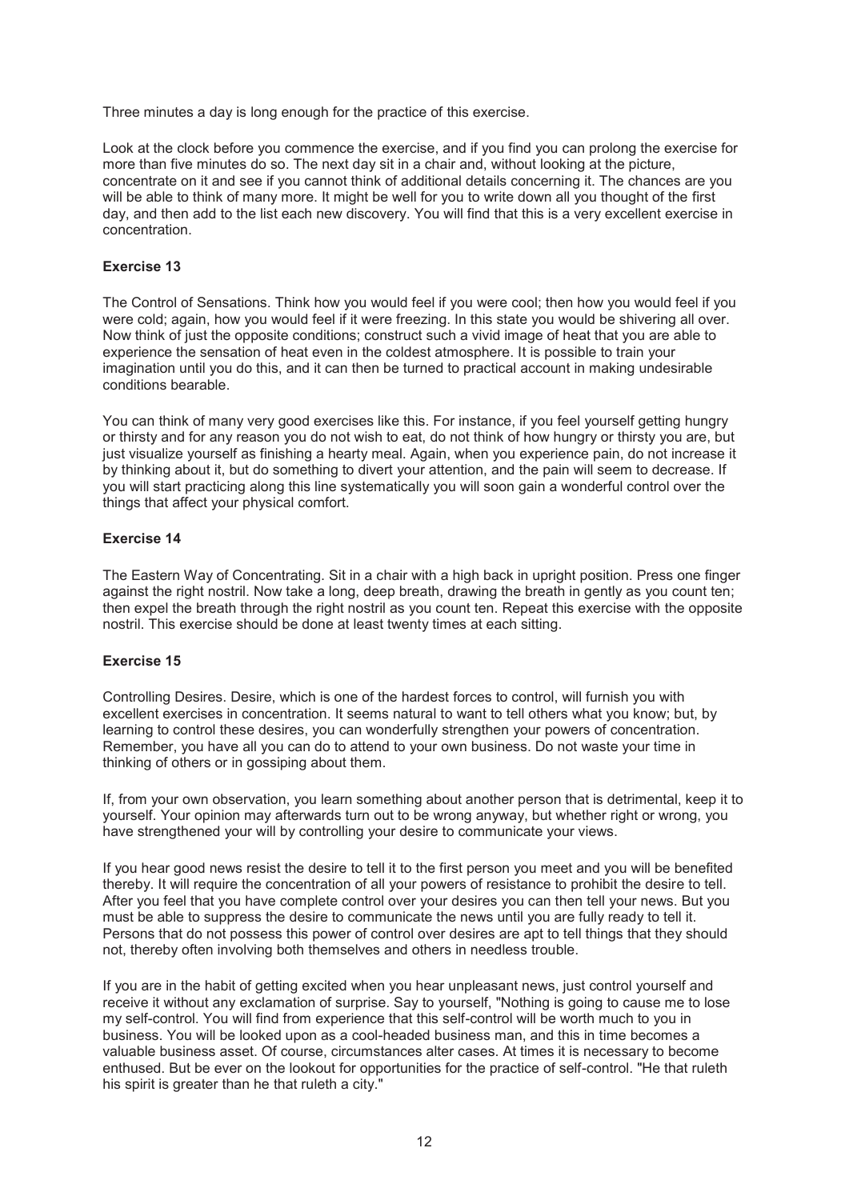Three minutes a day is long enough for the practice of this exercise.

Look at the clock before you commence the exercise, and if you find you can prolong the exercise for more than five minutes do so. The next day sit in a chair and, without looking at the picture, concentrate on it and see if you cannot think of additional details concerning it. The chances are you will be able to think of many more. It might be well for you to write down all you thought of the first day, and then add to the list each new discovery. You will find that this is a very excellent exercise in concentration.

### Exercise 13

The Control of Sensations. Think how you would feel if you were cool; then how you would feel if you were cold; again, how you would feel if it were freezing. In this state you would be shivering all over. Now think of just the opposite conditions; construct such a vivid image of heat that you are able to experience the sensation of heat even in the coldest atmosphere. It is possible to train your imagination until you do this, and it can then be turned to practical account in making undesirable conditions bearable.

You can think of many very good exercises like this. For instance, if you feel yourself getting hungry or thirsty and for any reason you do not wish to eat, do not think of how hungry or thirsty you are, but just visualize yourself as finishing a hearty meal. Again, when you experience pain, do not increase it by thinking about it, but do something to divert your attention, and the pain will seem to decrease. If you will start practicing along this line systematically you will soon gain a wonderful control over the things that affect your physical comfort.

### Exercise 14

The Eastern Way of Concentrating. Sit in a chair with a high back in upright position. Press one finger against the right nostril. Now take a long, deep breath, drawing the breath in gently as you count ten; then expel the breath through the right nostril as you count ten. Repeat this exercise with the opposite nostril. This exercise should be done at least twenty times at each sitting.

### Exercise 15

Controlling Desires. Desire, which is one of the hardest forces to control, will furnish you with excellent exercises in concentration. It seems natural to want to tell others what you know; but, by learning to control these desires, you can wonderfully strengthen your powers of concentration. Remember, you have all you can do to attend to your own business. Do not waste your time in thinking of others or in gossiping about them.

If, from your own observation, you learn something about another person that is detrimental, keep it to yourself. Your opinion may afterwards turn out to be wrong anyway, but whether right or wrong, you have strengthened your will by controlling your desire to communicate your views.

If you hear good news resist the desire to tell it to the first person you meet and you will be benefited thereby. It will require the concentration of all your powers of resistance to prohibit the desire to tell. After you feel that you have complete control over your desires you can then tell your news. But you must be able to suppress the desire to communicate the news until you are fully ready to tell it. Persons that do not possess this power of control over desires are apt to tell things that they should not, thereby often involving both themselves and others in needless trouble.

If you are in the habit of getting excited when you hear unpleasant news, just control yourself and receive it without any exclamation of surprise. Say to yourself, "Nothing is going to cause me to lose my self-control. You will find from experience that this self-control will be worth much to you in business. You will be looked upon as a cool-headed business man, and this in time becomes a valuable business asset. Of course, circumstances alter cases. At times it is necessary to become enthused. But be ever on the lookout for opportunities for the practice of self-control. "He that ruleth his spirit is greater than he that ruleth a city."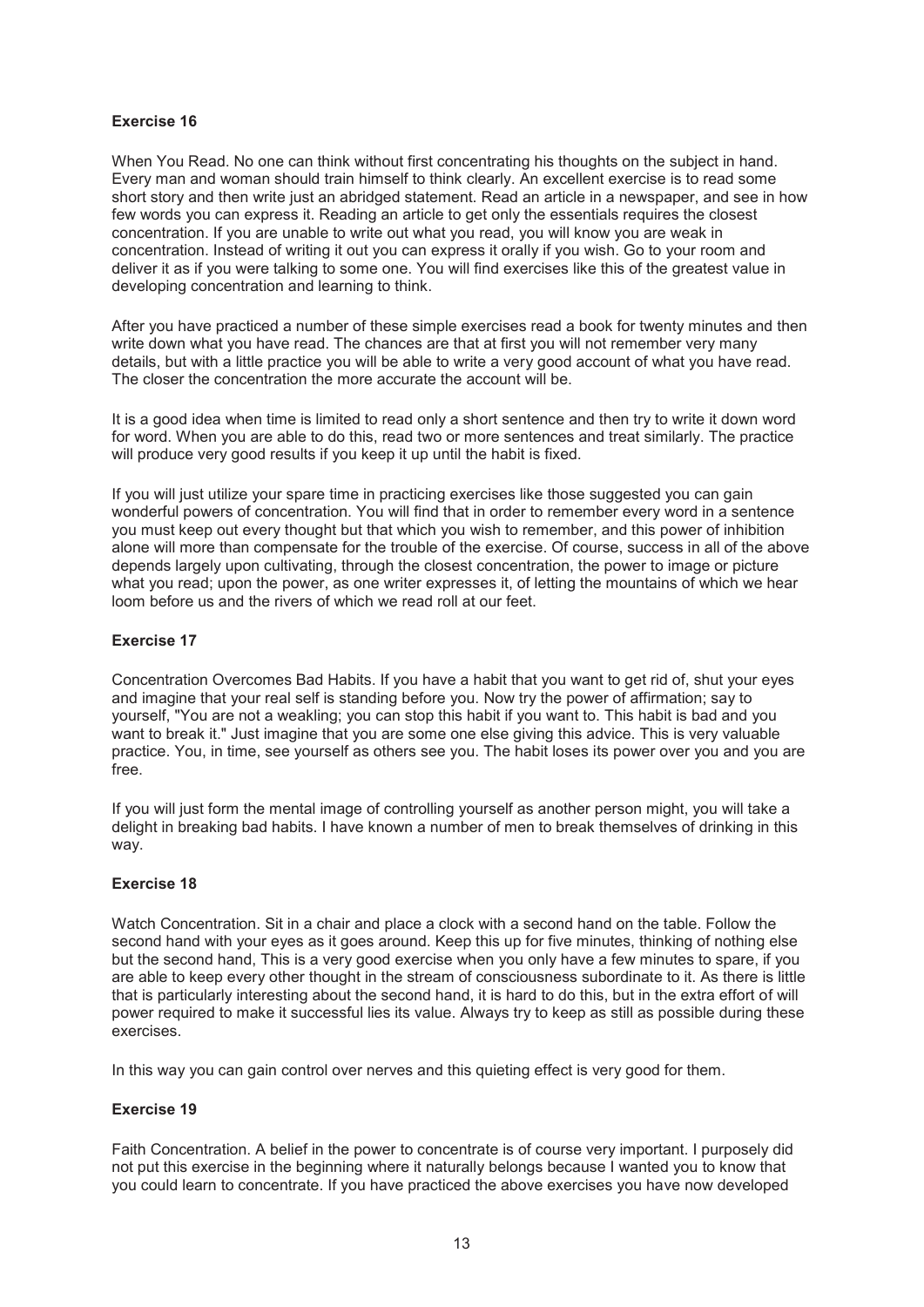**Exercise 16**

When You Read. No one can think without first concentrating his thoughts on the subject in hand. Every man and woman should train himself to think clearly. An excellent exercise is to read some short story and then write just an abridged statement. Read an article in a newspaper, and see in how few words you can express it. Reading an article to get only the essentials requires the closest concentration. If you are unable to write out what you read, you will know you are weak in concentration. Instead of writing it out you can express it orally if you wish. Go to your room and deliver it as if you were talking to some one. You will find exercises like this of the greatest value in developing concentration and learning to think.

After you have practiced a number of these simple exercises read a book for twenty minutes and then write down what you have read. The chances are that at first you will not remember very many details, but with a little practice you will be able to write a very good account of what you have read. The closer the concentration the more accurate the account will be.

It is a good idea when time is limited to read only a short sentence and then try to write it down word for word. When you are able to do this, read two or more sentences and treat similarly. The practice will produce very good results if you keep it up until the habit is fixed.

If you will just utilize your spare time in practicing exercises like those suggested you can gain wonderful powers of concentration. You will find that in order to remember every word in a sentence you must keep out every thought but that which you wish to remember, and this power of inhibition alone will more than compensate for the trouble of the exercise. Of course, success in all of the above depends largely upon cultivating, through the closest concentration, the power to image or picture what you read; upon the power, as one writer expresses it, of letting the mountains of which we hear loom before us and the rivers of which we read roll at our feet.

**Exercise 17**

Concentration Overcomes Bad Habits. If you have a habit that you want to get rid of, shut your eyes and imagine that your real self is standing before you. Now try the power of affirmation; say to yourself, "You are not a weakling; you can stop this habit if you want to. This habit is bad and you want to break it." Just imagine that you are some one else giving this advice. This is very valuable practice. You, in time, see yourself as others see you. The habit loses its power over you and you are free.

If you will just form the mental image of controlling yourself as another person might, you will take a delight in breaking bad habits. I have known a number of men to break themselves of drinking in this way.

**Exercise 18**

Watch Concentration. Sit in a chair and place a clock with a second hand on the table. Follow the second hand with your eyes as it goes around. Keep this up for five minutes, thinking of nothing else but the second hand, This is a very good exercise when you only have a few minutes to spare, if you are able to keep every other thought in the stream of consciousness subordinate to it. As there is little that is particularly interesting about the second hand, it is hard to do this, but in the extra effort of will power required to make it successful lies its value. Always try to keep as still as possible during these exercises.

In this way you can gain control over nerves and this quieting effect is very good for them.

**Exercise 19**

Faith Concentration. A belief in the power to concentrate is of course very important. I purposely did not put this exercise in the beginning where it naturally belongs because I wanted you to know that you could learn to concentrate. If you have practiced the above exercises you have now developed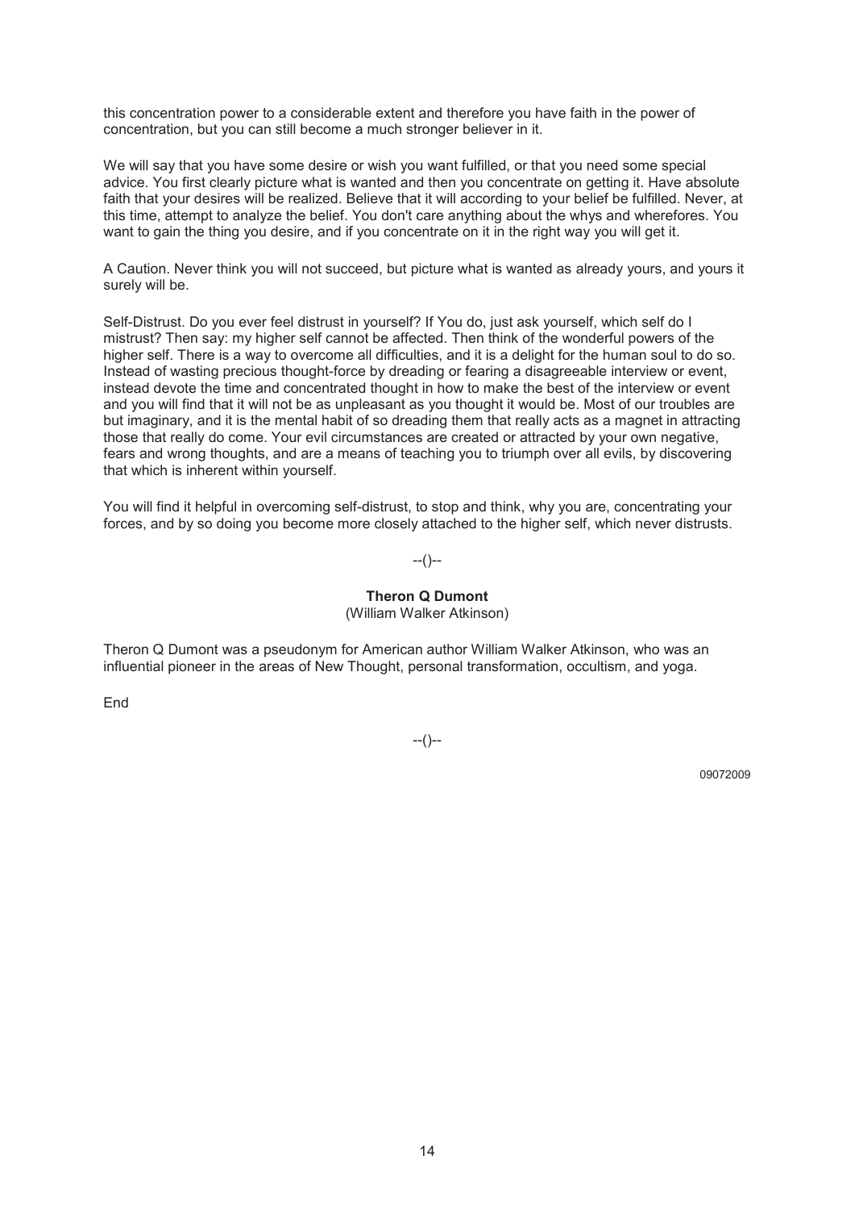this concentration power to a considerable extent and therefore you have faith in the power of concentration, but you can still become a much stronger believer in it.

We will say that you have some desire or wish you want fulfilled, or that you need some special advice. You first clearly picture what is wanted and then you concentrate on getting it. Have absolute faith that your desires will be realized. Believe that it will according to your belief be fulfilled. Never, at this time, attempt to analyze the belief. You don't care anything about the whys and wherefores. You want to gain the thing you desire, and if you concentrate on it in the right way you will get it.

A Caution. Never think you will not succeed, but picture what is wanted as already yours, and yours it surely will be.

Self-Distrust. Do you ever feel distrust in yourself? If You do, just ask yourself, which self do I mistrust? Then say: my higher self cannot be affected. Then think of the wonderful powers of the higher self. There is a way to overcome all difficulties, and it is a delight for the human soul to do so. Instead of wasting precious thought-force by dreading or fearing a disagreeable interview or event, instead devote the time and concentrated thought in how to make the best of the interview or event and you will find that it will not be as unpleasant as you thought it would be. Most of our troubles are but imaginary, and it is the mental habit of so dreading them that really acts as a magnet in attracting those that really do come. Your evil circumstances are created or attracted by your own negative, fears and wrong thoughts, and are a means of teaching you to triumph over all evils, by discovering that which is inherent within yourself.

You will find it helpful in overcoming self-distrust, to stop and think, why you are, concentrating your forces, and by so doing you become more closely attached to the higher self, which never distrusts.

--()--

**Theron Q Dumont**
(William Walker Atkinson)

Theron Q Dumont was a pseudonym for American author William Walker Atkinson, who was an influential pioneer in the areas of New Thought, personal transformation, occultism, and yoga.

End

--()--

09072009